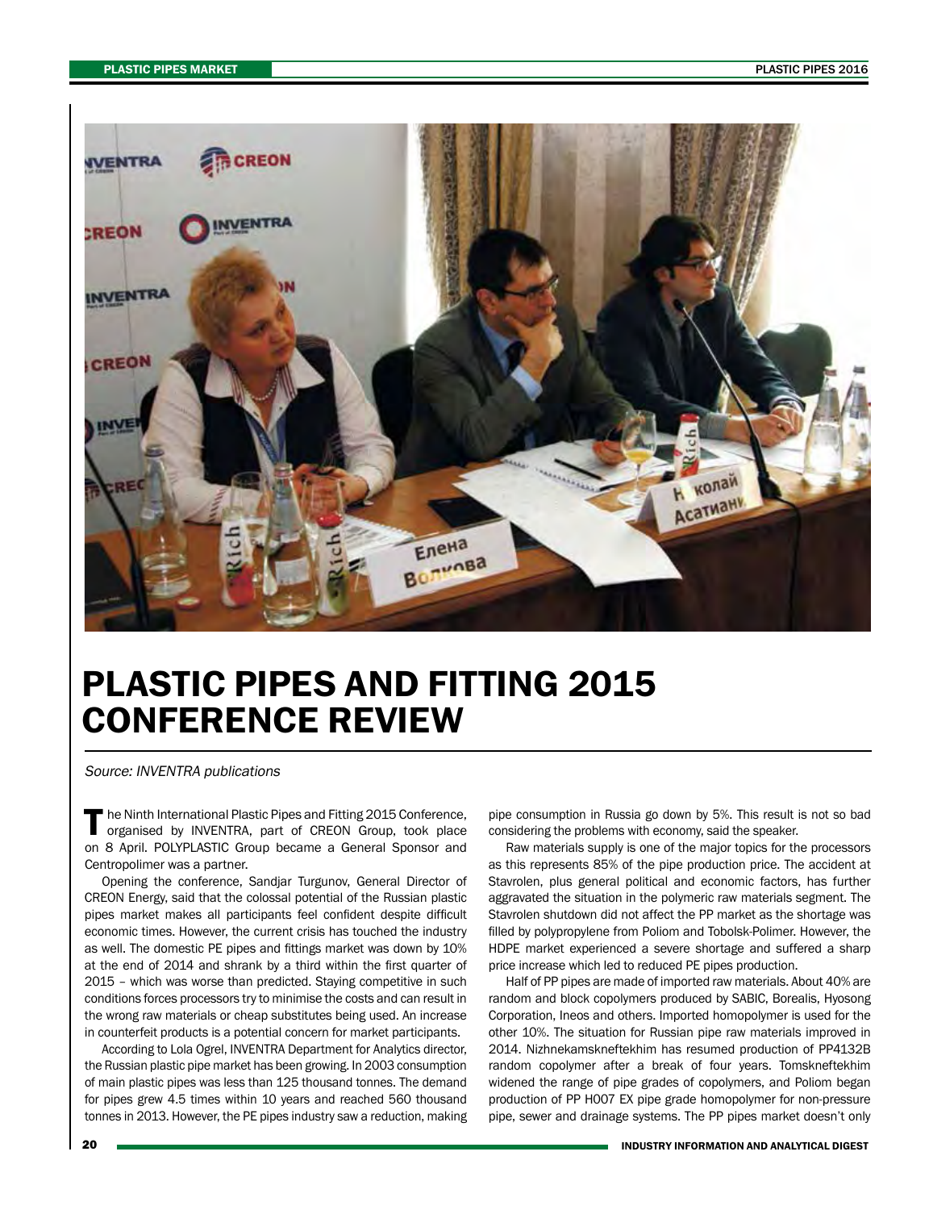# PLASTIC PIPES AND FITTING 2015 CONFERENCE REVIEW

*Source: INVENTRA publications*

The Ninth International Plastic Pipes and Fitting 2015 Conference, organised by INVENTRA, part of CREON Group, took place on 8 April. POLYPLASTIC Group became a General Sponsor and Centropolimer was a partner.

Opening the conference, Sandjar Turgunov, General Director of CREON Energy, said that the colossal potential of the Russian plastic pipes market makes all participants feel confident despite difficult economic times. However, the current crisis has touched the industry as well. The domestic PE pipes and fittings market was down by 10% at the end of 2014 and shrank by a third within the first quarter of 2015 – which was worse than predicted. Staying competitive in such conditions forces processors try to minimise the costs and can result in the wrong raw materials or cheap substitutes being used. An increase in counterfeit products is a potential concern for market participants.

According to Lola Ogrel, INVENTRA Department for Analytics director, the Russian plastic pipe market has been growing. In 2003 consumption of main plastic pipes was less than 125 thousand tonnes. The demand for pipes grew 4.5 times within 10 years and reached 560 thousand tonnes in 2013. However, the PE pipes industry saw a reduction, making pipe consumption in Russia go down by 5%. This result is not so bad considering the problems with economy, said the speaker.

Raw materials supply is one of the major topics for the processors as this represents 85% of the pipe production price. The accident at Stavrolen, plus general political and economic factors, has further aggravated the situation in the polymeric raw materials segment. The Stavrolen shutdown did not affect the PP market as the shortage was filled by polypropylene from Poliom and Tobolsk-Polimer. However, the HDPE market experienced a severe shortage and suffered a sharp price increase which led to reduced PE pipes production.

Half of PP pipes are made of imported raw materials. About 40% are random and block copolymers produced by SABIC, Borealis, Hyosong Corporation, Ineos and others. Imported homopolymer is used for the other 10%. The situation for Russian pipe raw materials improved in 2014. Nizhnekamskneftekhim has resumed production of PP4132B random copolymer after a break of four years. Tomskneftekhim widened the range of pipe grades of copolymers, and Poliom began production of PP H007 EX pipe grade homopolymer for non-pressure pipe, sewer and drainage systems. The PP pipes market doesn't only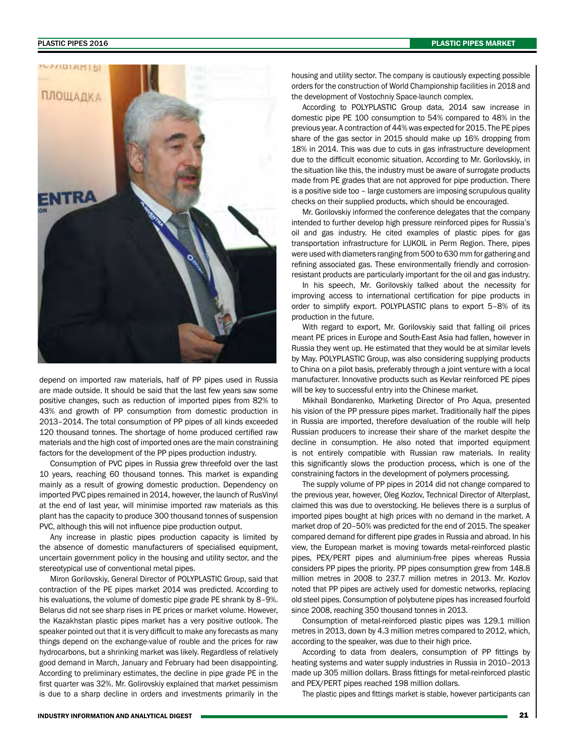depend on imported raw materials, half of PP pipes used in Russia are made outside. It should be said that the last few years saw some positive changes, such as reduction of imported pipes from 82% to 43% and growth of PP consumption from domestic production in 2013–2014. The total consumption of PP pipes of all kinds exceeded 120 thousand tonnes. The shortage of home produced certified raw materials and the high cost of imported ones are the main constraining factors for the development of the PP pipes production industry.

Consumption of PVC pipes in Russia grew threefold over the last 10 years, reaching 60 thousand tonnes. This market is expanding mainly as a result of growing domestic production. Dependency on imported PVC pipes remained in 2014, however, the launch of RusVinyl at the end of last year, will minimise imported raw materials as this plant has the capacity to produce 300 thousand tonnes of suspension PVC, although this will not influence pipe production output.

Any increase in plastic pipes production capacity is limited by the absence of domestic manufacturers of specialised equipment, uncertain government policy in the housing and utility sector, and the stereotypical use of conventional metal pipes.

Miron Gorilovskiy, General Director of POLYPLASTIC Group, said that contraction of the PE pipes market 2014 was predicted. According to his evaluations, the volume of domestic pipe grade PE shrank by 8–9%. Belarus did not see sharp rises in PE prices or market volume. However, the Kazakhstan plastic pipes market has a very positive outlook. The speaker pointed out that it is very difficult to make any forecasts as many things depend on the exchange-value of rouble and the prices for raw hydrocarbons, but a shrinking market was likely. Regardless of relatively good demand in March, January and February had been disappointing. According to preliminary estimates, the decline in pipe grade PE in the first quarter was 32%. Mr. Golirovskiy explained that market pessimism is due to a sharp decline in orders and investments primarily in the housing and utility sector. The company is cautiously expecting possible orders for the construction of World Championship facilities in 2018 and the development of Vostochniy Space-launch complex.

According to POLYPLASTIC Group data, 2014 saw increase in domestic pipe PE 100 consumption to 54% compared to 48% in the previous year. A contraction of 44% was expected for 2015. The PE pipes share of the gas sector in 2015 should make up 16% dropping from 18% in 2014. This was due to cuts in gas infrastructure development due to the difficult economic situation. According to Mr. Gorilovskiy, in the situation like this, the industry must be aware of surrogate products made from PE grades that are not approved for pipe production. There is a positive side too – large customers are imposing scrupulous quality checks on their supplied products, which should be encouraged.

Mr. Gorilovskiy informed the conference delegates that the company intended to further develop high pressure reinforced pipes for Russia's oil and gas industry. He cited examples of plastic pipes for gas transportation infrastructure for LUKOIL in Perm Region. There, pipes were used with diameters ranging from 500 to 630 mm for gathering and refining associated gas. These environmentally friendly and corrosion-resistant products are particularly important for the oil and gas industry.

In his speech, Mr. Gorilovskiy talked about the necessity for improving access to international certification for pipe products in order to simplify export. POLYPLASTIC plans to export 5–8% of its production in the future.

With regard to export, Mr. Gorilovskiy said that falling oil prices meant PE prices in Europe and South-East Asia had fallen, however in Russia they went up. He estimated that they would be at similar levels by May. POLYPLASTIC Group, was also considering supplying products to China on a pilot basis, preferably through a joint venture with a local manufacturer. Innovative products such as Kevlar reinforced PE pipes will be key to successful entry into the Chinese market.

Mikhail Bondarenko, Marketing Director of Pro Aqua, presented his vision of the PP pressure pipes market. Traditionally half the pipes in Russia are imported, therefore devaluation of the rouble will help Russian producers to increase their share of the market despite the decline in consumption. He also noted that imported equipment is not entirely compatible with Russian raw materials. In reality this significantly slows the production process, which is one of the constraining factors in the development of polymers processing.

The supply volume of PP pipes in 2014 did not change compared to the previous year, however, Oleg Kozlov, Technical Director of Alterplast, claimed this was due to overstocking. He believes there is a surplus of imported pipes bought at high prices with no demand in the market. A market drop of 20–50% was predicted for the end of 2015. The speaker compared demand for different pipe grades in Russia and abroad. In his view, the European market is moving towards metal-reinforced plastic pipes, PEX/PERT pipes and aluminium-free pipes whereas Russia considers PP pipes the priority. PP pipes consumption grew from 148.8 million metres in 2008 to 237.7 million metres in 2013. Mr. Kozlov noted that PP pipes are actively used for domestic networks, replacing old steel pipes. Consumption of polybutene pipes has increased fourfold since 2008, reaching 350 thousand tonnes in 2013.

Consumption of metal-reinforced plastic pipes was 129.1 million metres in 2013, down by 4.3 million metres compared to 2012, which, according to the speaker, was due to their high price.

According to data from dealers, consumption of PP fittings by heating systems and water supply industries in Russia in 2010–2013 made up 305 million dollars. Brass fittings for metal-reinforced plastic and PEX/PERT pipes reached 198 million dollars.

The plastic pipes and fittings market is stable, however participants can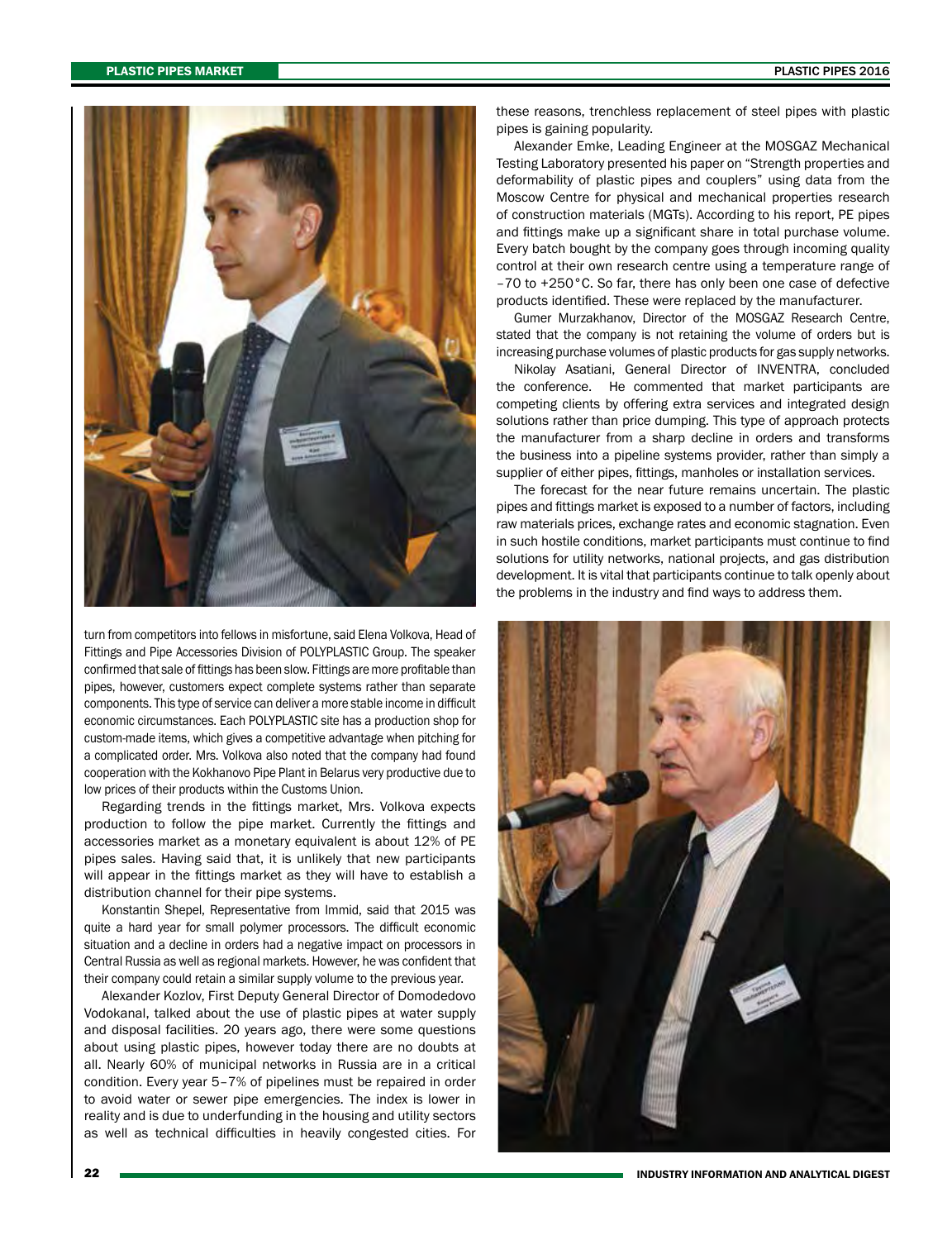turn from competitors into fellows in misfortune, said Elena Volkova, Head of Fittings and Pipe Accessories Division of POLYPLASTIC Group. The speaker confirmed that sale of fittings has been slow. Fittings are more profitable than pipes, however, customers expect complete systems rather than separate components. This type of service can deliver a more stable income in difficult economic circumstances. Each POLYPLASTIC site has a production shop for custom-made items, which gives a competitive advantage when pitching for a complicated order. Mrs. Volkova also noted that the company had found cooperation with the Kokhanovo Pipe Plant in Belarus very productive due to low prices of their products within the Customs Union.

Regarding trends in the fittings market, Mrs. Volkova expects production to follow the pipe market. Currently the fittings and accessories market as a monetary equivalent is about 12% of PE pipes sales. Having said that, it is unlikely that new participants will appear in the fittings market as they will have to establish a distribution channel for their pipe systems.

Konstantin Shepel, Representative from Immid, said that 2015 was quite a hard year for small polymer processors. The difficult economic situation and a decline in orders had a negative impact on processors in Central Russia as well as regional markets. However, he was confident that their company could retain a similar supply volume to the previous year.

Alexander Kozlov, First Deputy General Director of Domodedovo Vodokanal, talked about the use of plastic pipes at water supply and disposal facilities. 20 years ago, there were some questions about using plastic pipes, however today there are no doubts at all. Nearly 60% of municipal networks in Russia are in a critical condition. Every year 5–7% of pipelines must be repaired in order to avoid water or sewer pipe emergencies. The index is lower in reality and is due to underfunding in the housing and utility sectors as well as technical difficulties in heavily congested cities. For these reasons, trenchless replacement of steel pipes with plastic pipes is gaining popularity.

Alexander Emke, Leading Engineer at the MOSGAZ Mechanical Testing Laboratory presented his paper on "Strength properties and deformability of plastic pipes and couplers" using data from the Moscow Centre for physical and mechanical properties research of construction materials (MGTs). According to his report, PE pipes and fittings make up a significant share in total purchase volume. Every batch bought by the company goes through incoming quality control at their own research centre using a temperature range of –70 to +250°C. So far, there has only been one case of defective products identified. These were replaced by the manufacturer.

Gumer Murzakhanov, Director of the MOSGAZ Research Centre, stated that the company is not retaining the volume of orders but is increasing purchase volumes of plastic products for gas supply networks.

Nikolay Asatiani, General Director of INVENTRA, concluded the conference. He commented that market participants are competing clients by offering extra services and integrated design solutions rather than price dumping. This type of approach protects the manufacturer from a sharp decline in orders and transforms the business into a pipeline systems provider, rather than simply a supplier of either pipes, fittings, manholes or installation services.

The forecast for the near future remains uncertain. The plastic pipes and fittings market is exposed to a number of factors, including raw materials prices, exchange rates and economic stagnation. Even in such hostile conditions, market participants must continue to find solutions for utility networks, national projects, and gas distribution development. It is vital that participants continue to talk openly about the problems in the industry and find ways to address them.